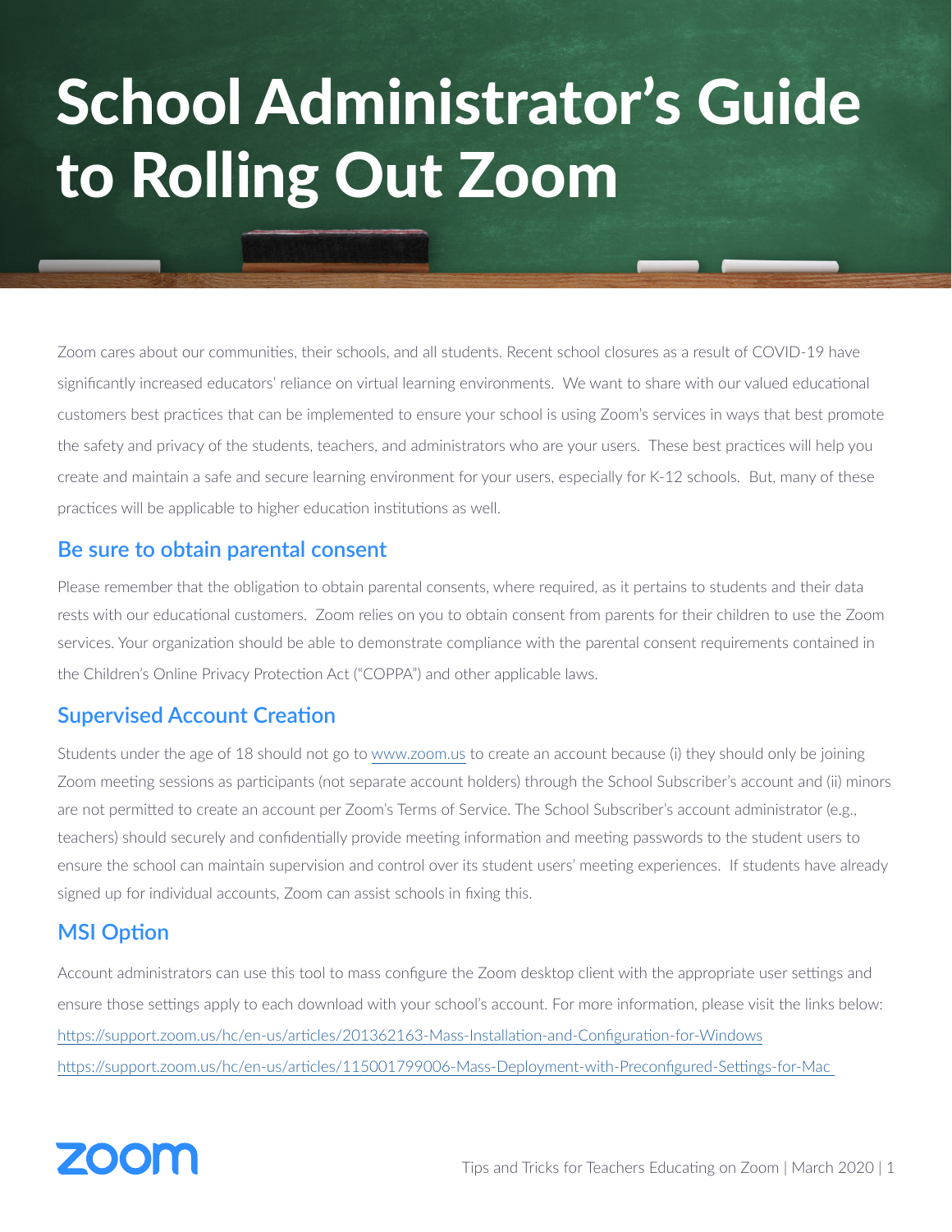# School Administrator's Guide to Rolling Out Zoom

Zoom cares about our communities, their schools, and all students. Recent school closures as a result of COVID-19 have significantly increased educators' reliance on virtual learning environments. We want to share with our valued educational customers best practices that can be implemented to ensure your school is using Zoom's services in ways that best promote the safety and privacy of the students, teachers, and administrators who are your users. These best practices will help you create and maintain a safe and secure learning environment for your users, especially for K-12 schools. But, many of these practices will be applicable to higher education institutions as well.

## Be sure to obtain parental consent

Please remember that the obligation to obtain parental consents, where required, as it pertains to students and their data rests with our educational customers. Zoom relies on you to obtain consent from parents for their children to use the Zoom services. Your organization should be able to demonstrate compliance with the parental consent requirements contained in the Children's Online Privacy Protection Act ("COPPA") and other applicable laws.

## Supervised Account Creation

Students under the age of 18 should not go to www.zoom.us to create an account because (i) they should only be joining Zoom meeting sessions as participants (not separate account holders) through the School Subscriber's account and (ii) minors are not permitted to create an account per Zoom's Terms of Service. The School Subscriber's account administrator (e.g., teachers) should securely and confidentially provide meeting information and meeting passwords to the student users to ensure the school can maintain supervision and control over its student users' meeting experiences. If students have already signed up for individual accounts, Zoom can assist schools in fixing this.

## MSI Option

Account administrators can use this tool to mass configure the Zoom desktop client with the appropriate user settings and ensure those settings apply to each download with your school's account. For more information, please visit the links below:

https://support.zoom.us/hc/en-us/articles/201362163-Mass-Installation-and-Configuration-for-Windows

https://support.zoom.us/hc/en-us/articles/115001799006-Mass-Deployment-with-Preconfigured-Settings-for-Mac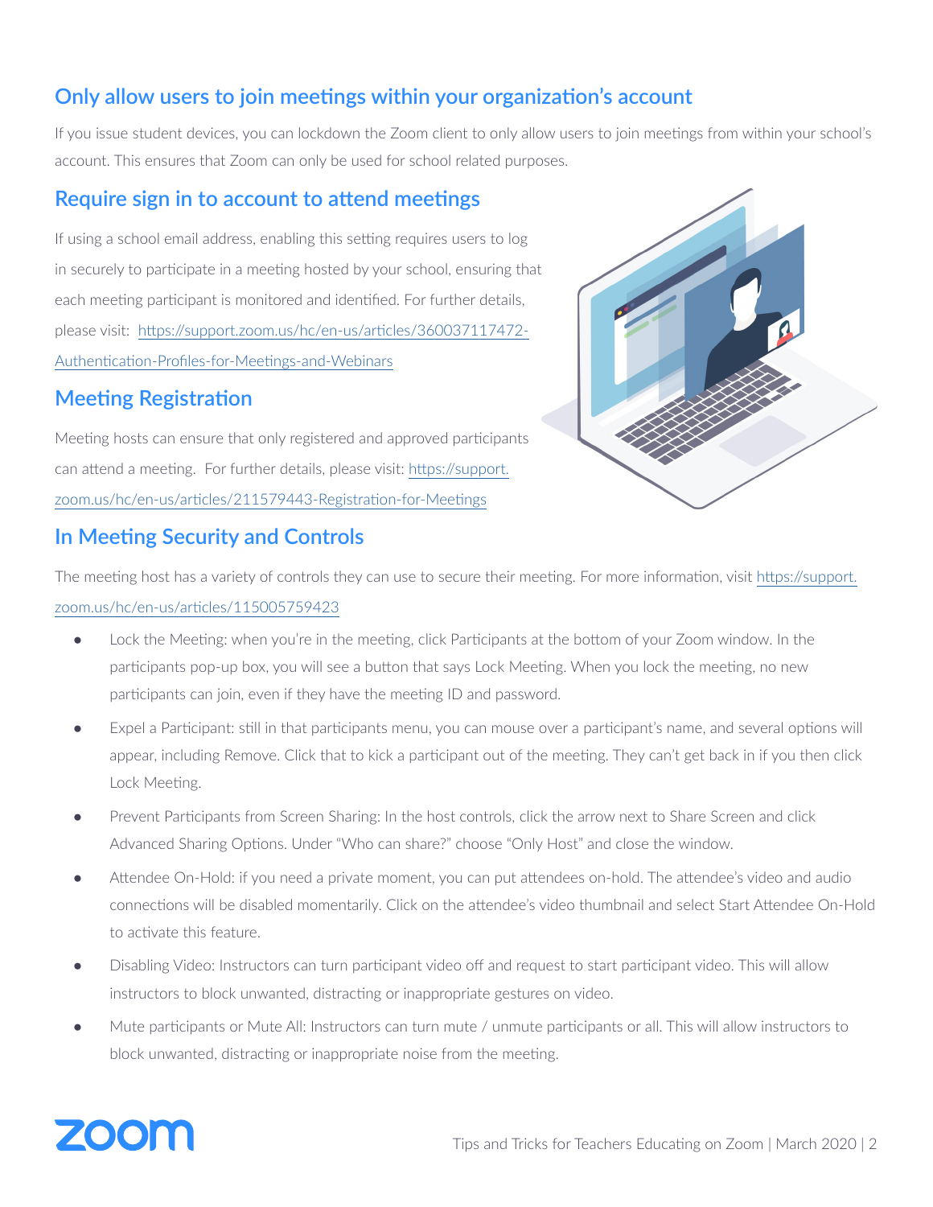## Only allow users to join meetings within your organization's account

If you issue student devices, you can lockdown the Zoom client to only allow users to join meetings from within your school's account. This ensures that Zoom can only be used for school related purposes.

## Require sign in to account to attend meetings

If using a school email address, enabling this setting requires users to log in securely to participate in a meeting hosted by your school, ensuring that each meeting participant is monitored and identified. For further details, please visit: https://support.zoom.us/hc/en-us/articles/360037117472-Authentication-Profiles-for-Meetings-and-Webinars

## Meeting Registration

Meeting hosts can ensure that only registered and approved participants can attend a meeting. For further details, please visit: https://support.zoom.us/hc/en-us/articles/211579443-Registration-for-Meetings

## In Meeting Security and Controls

The meeting host has a variety of controls they can use to secure their meeting. For more information, visit https://support.zoom.us/hc/en-us/articles/115005759423

- Lock the Meeting: when you're in the meeting, click Participants at the bottom of your Zoom window. In the participants pop-up box, you will see a button that says Lock Meeting. When you lock the meeting, no new participants can join, even if they have the meeting ID and password.
- Expel a Participant: still in that participants menu, you can mouse over a participant's name, and several options will appear, including Remove. Click that to kick a participant out of the meeting. They can't get back in if you then click Lock Meeting.
- Prevent Participants from Screen Sharing: In the host controls, click the arrow next to Share Screen and click Advanced Sharing Options. Under "Who can share?" choose "Only Host" and close the window.
- Attendee On-Hold: if you need a private moment, you can put attendees on-hold. The attendee's video and audio connections will be disabled momentarily. Click on the attendee's video thumbnail and select Start Attendee On-Hold to activate this feature.
- Disabling Video: Instructors can turn participant video off and request to start participant video. This will allow instructors to block unwanted, distracting or inappropriate gestures on video.
- Mute participants or Mute All: Instructors can turn mute / unmute participants or all. This will allow instructors to block unwanted, distracting or inappropriate noise from the meeting.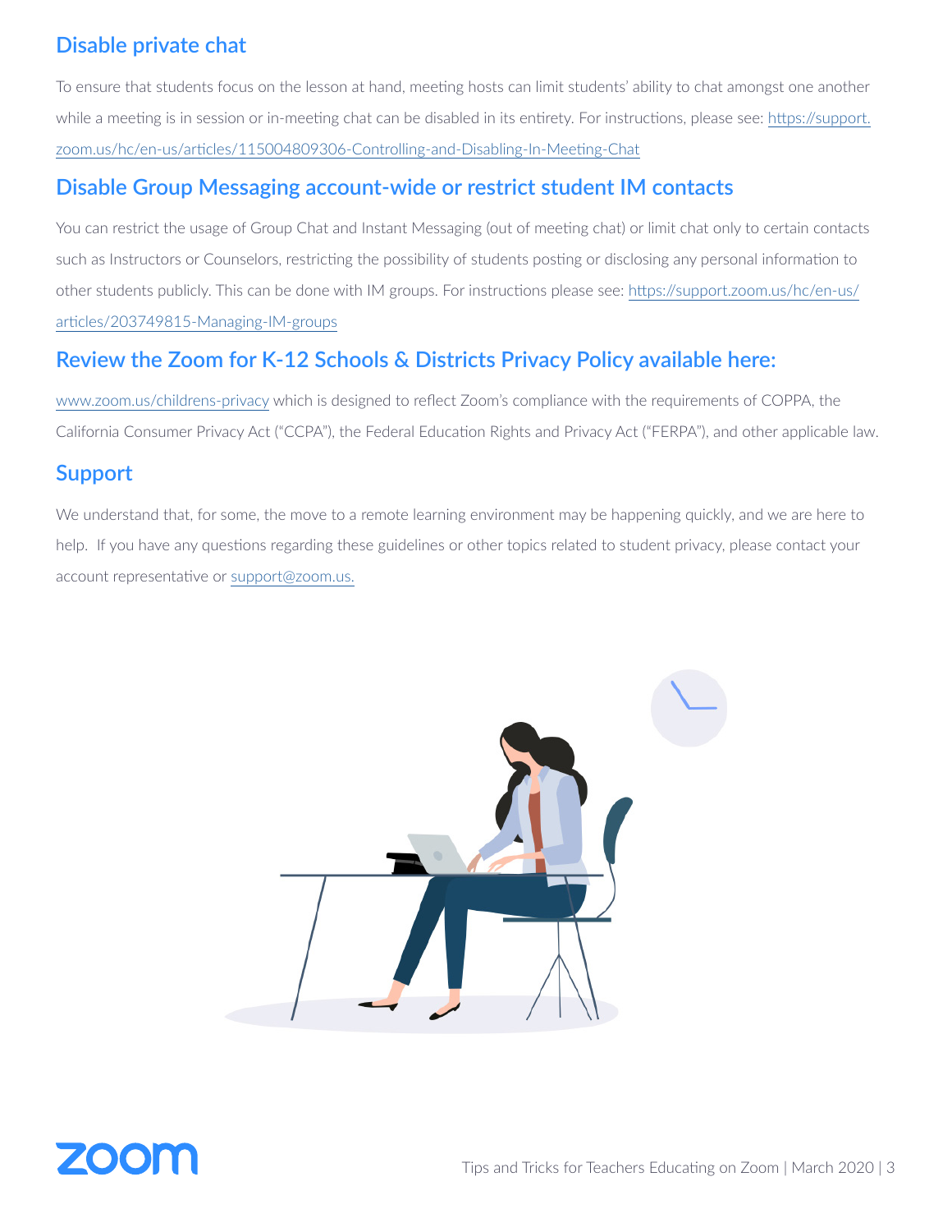## Disable private chat

To ensure that students focus on the lesson at hand, meeting hosts can limit students' ability to chat amongst one another while a meeting is in session or in-meeting chat can be disabled in its entirety. For instructions, please see: https://support.zoom.us/hc/en-us/articles/115004809306-Controlling-and-Disabling-In-Meeting-Chat

## Disable Group Messaging account-wide or restrict student IM contacts

You can restrict the usage of Group Chat and Instant Messaging (out of meeting chat) or limit chat only to certain contacts such as Instructors or Counselors, restricting the possibility of students posting or disclosing any personal information to other students publicly. This can be done with IM groups. For instructions please see: https://support.zoom.us/hc/en-us/articles/203749815-Managing-IM-groups

## Review the Zoom for K-12 Schools & Districts Privacy Policy available here:

www.zoom.us/childrens-privacy which is designed to reflect Zoom's compliance with the requirements of COPPA, the California Consumer Privacy Act ("CCPA"), the Federal Education Rights and Privacy Act ("FERPA"), and other applicable law.

## Support

We understand that, for some, the move to a remote learning environment may be happening quickly, and we are here to help. If you have any questions regarding these guidelines or other topics related to student privacy, please contact your account representative or support@zoom.us.